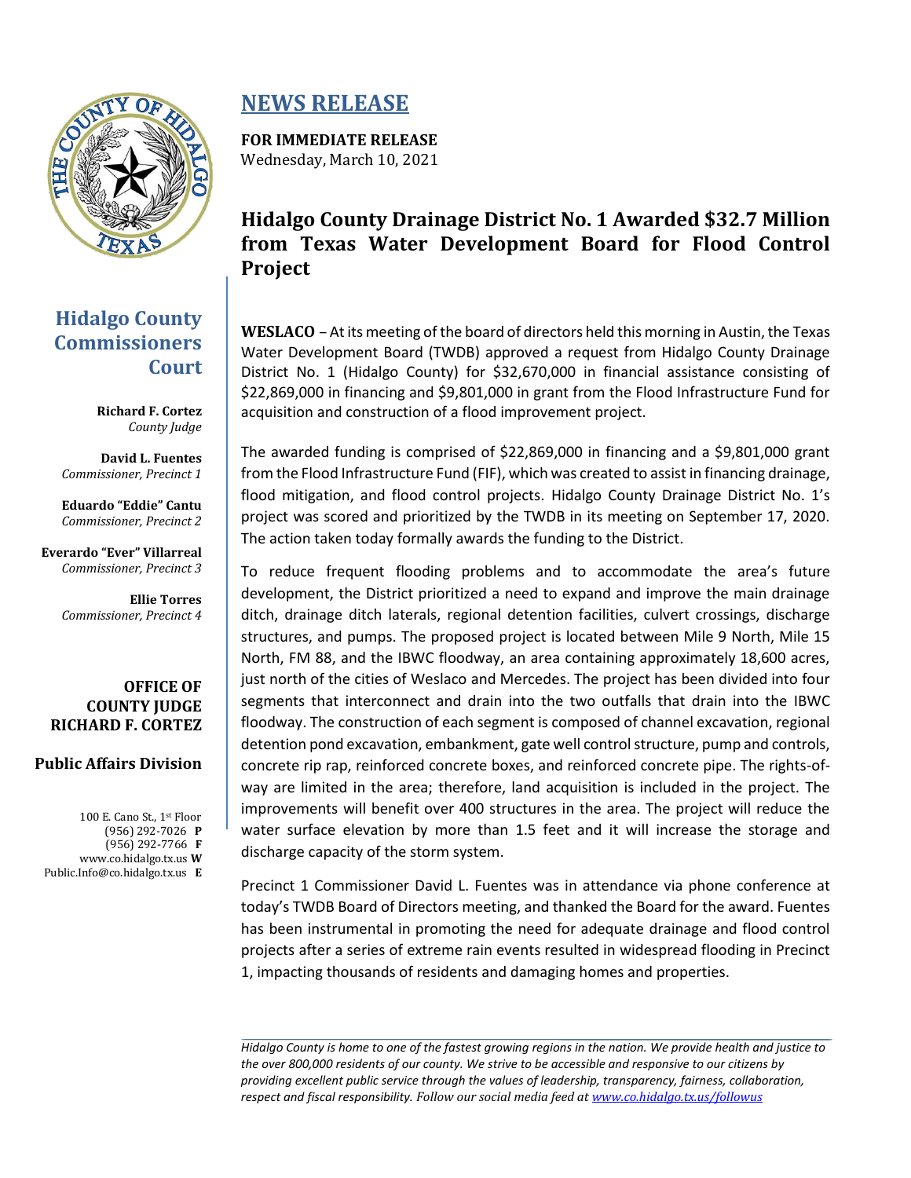# NEWS RELEASE

**FOR IMMEDIATE RELEASE**
Wednesday, March 10, 2021

## Hidalgo County Drainage District No. 1 Awarded $32.7 Million from Texas Water Development Board for Flood Control Project

**Hidalgo County Commissioners Court**

**Richard F. Cortez**
*County Judge*

**David L. Fuentes**
*Commissioner, Precinct 1*

**Eduardo "Eddie" Cantu**
*Commissioner, Precinct 2*

**Everardo "Ever" Villarreal**
*Commissioner, Precinct 3*

**Ellie Torres**
*Commissioner, Precinct 4*

**OFFICE OF COUNTY JUDGE RICHARD F. CORTEZ**

**Public Affairs Division**

100 E. Cano St., 1st Floor
(956) 292-7026 **P**
(956) 292-7766 **F**
www.co.hidalgo.tx.us **W**
Public.Info@co.hidalgo.tx.us **E**

**WESLACO** – At its meeting of the board of directors held this morning in Austin, the Texas Water Development Board (TWDB) approved a request from Hidalgo County Drainage District No. 1 (Hidalgo County) for $32,670,000 in financial assistance consisting of $22,869,000 in financing and $9,801,000 in grant from the Flood Infrastructure Fund for acquisition and construction of a flood improvement project.

The awarded funding is comprised of $22,869,000 in financing and a $9,801,000 grant from the Flood Infrastructure Fund (FIF), which was created to assist in financing drainage, flood mitigation, and flood control projects. Hidalgo County Drainage District No. 1's project was scored and prioritized by the TWDB in its meeting on September 17, 2020. The action taken today formally awards the funding to the District.

To reduce frequent flooding problems and to accommodate the area's future development, the District prioritized a need to expand and improve the main drainage ditch, drainage ditch laterals, regional detention facilities, culvert crossings, discharge structures, and pumps. The proposed project is located between Mile 9 North, Mile 15 North, FM 88, and the IBWC floodway, an area containing approximately 18,600 acres, just north of the cities of Weslaco and Mercedes. The project has been divided into four segments that interconnect and drain into the two outfalls that drain into the IBWC floodway. The construction of each segment is composed of channel excavation, regional detention pond excavation, embankment, gate well control structure, pump and controls, concrete rip rap, reinforced concrete boxes, and reinforced concrete pipe. The rights-of-way are limited in the area; therefore, land acquisition is included in the project. The improvements will benefit over 400 structures in the area. The project will reduce the water surface elevation by more than 1.5 feet and it will increase the storage and discharge capacity of the storm system.

Precinct 1 Commissioner David L. Fuentes was in attendance via phone conference at today's TWDB Board of Directors meeting, and thanked the Board for the award. Fuentes has been instrumental in promoting the need for adequate drainage and flood control projects after a series of extreme rain events resulted in widespread flooding in Precinct 1, impacting thousands of residents and damaging homes and properties.

---

*Hidalgo County is home to one of the fastest growing regions in the nation. We provide health and justice to the over 800,000 residents of our county. We strive to be accessible and responsive to our citizens by providing excellent public service through the values of leadership, transparency, fairness, collaboration, respect and fiscal responsibility. Follow our social media feed at [www.co.hidalgo.tx.us/followus](www.co.hidalgo.tx.us/followus)*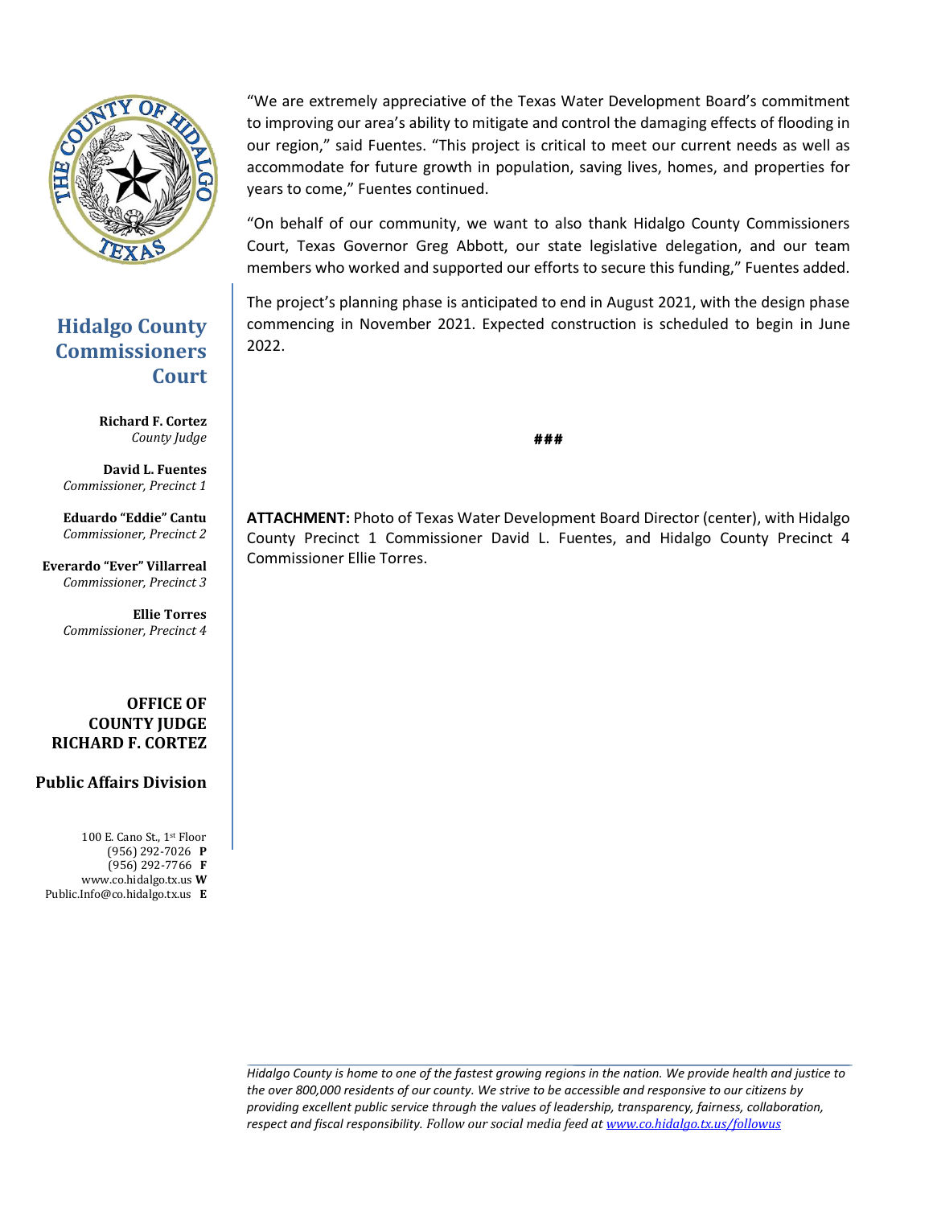“We are extremely appreciative of the Texas Water Development Board’s commitment to improving our area’s ability to mitigate and control the damaging effects of flooding in our region,” said Fuentes. “This project is critical to meet our current needs as well as accommodate for future growth in population, saving lives, homes, and properties for years to come,” Fuentes continued.

“On behalf of our community, we want to also thank Hidalgo County Commissioners Court, Texas Governor Greg Abbott, our state legislative delegation, and our team members who worked and supported our efforts to secure this funding,” Fuentes added.

The project’s planning phase is anticipated to end in August 2021, with the design phase commencing in November 2021. Expected construction is scheduled to begin in June 2022.

###

**ATTACHMENT:** Photo of Texas Water Development Board Director (center), with Hidalgo County Precinct 1 Commissioner David L. Fuentes, and Hidalgo County Precinct 4 Commissioner Ellie Torres.

## Hidalgo County Commissioners Court

**Richard F. Cortez**
*County Judge*

**David L. Fuentes**
*Commissioner, Precinct 1*

**Eduardo “Eddie” Cantu**
*Commissioner, Precinct 2*

**Everardo “Ever” Villarreal**
*Commissioner, Precinct 3*

**Ellie Torres**
*Commissioner, Precinct 4*

**OFFICE OF COUNTY JUDGE RICHARD F. CORTEZ**

**Public Affairs Division**

100 E. Cano St., 1st Floor
(956) 292-7026 **P**
(956) 292-7766 **F**
www.co.hidalgo.tx.us **W**
Public.Info@co.hidalgo.tx.us **E**

*Hidalgo County is home to one of the fastest growing regions in the nation. We provide health and justice to the over 800,000 residents of our county. We strive to be accessible and responsive to our citizens by providing excellent public service through the values of leadership, transparency, fairness, collaboration, respect and fiscal responsibility. Follow our social media feed at www.co.hidalgo.tx.us/followus*